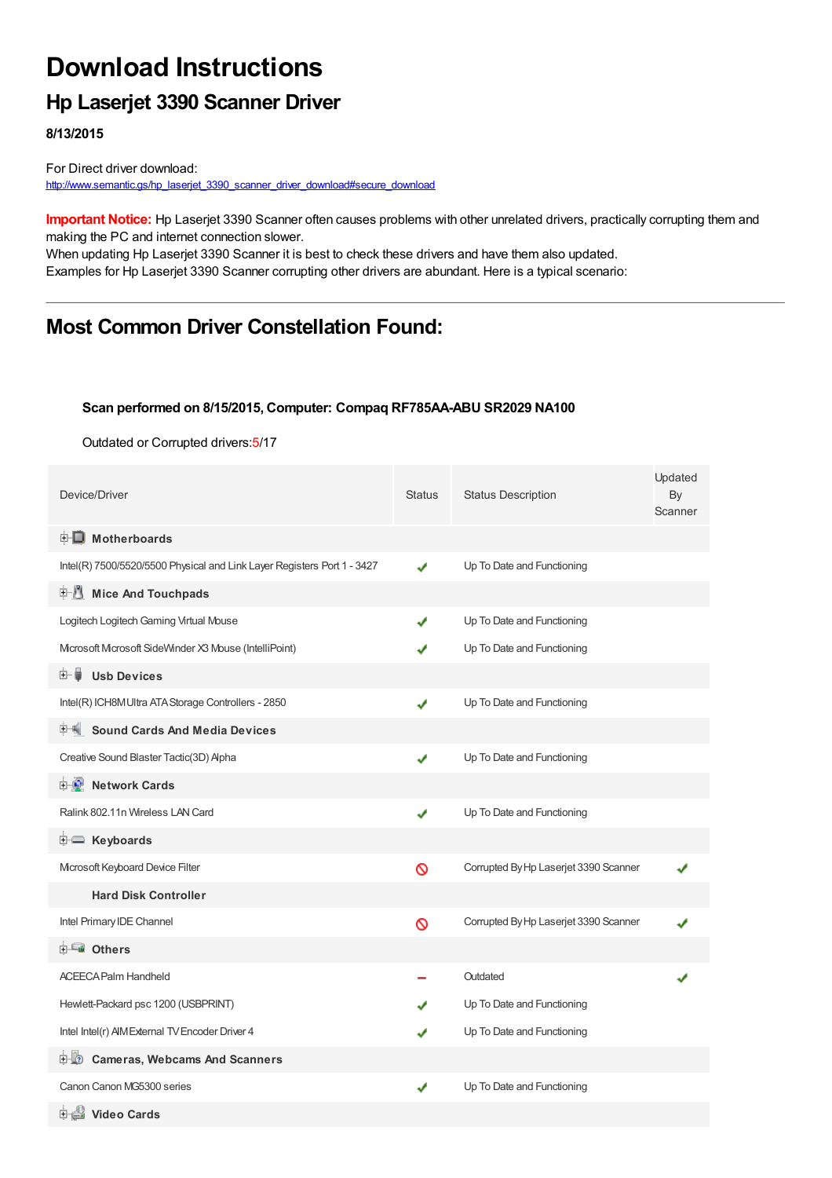# Download Instructions

## Hp Laserjet 3390 Scanner Driver

**8/13/2015**

For Direct driver download:
http://www.semantic.gs/hp_laserjet_3390_scanner_driver_download#secure_download

**Important Notice:** Hp Laserjet 3390 Scanner often causes problems with other unrelated drivers, practically corrupting them and making the PC and internet connection slower.
When updating Hp Laserjet 3390 Scanner it is best to check these drivers and have them also updated.
Examples for Hp Laserjet 3390 Scanner corrupting other drivers are abundant. Here is a typical scenario:

---

## Most Common Driver Constellation Found:

**Scan performed on 8/15/2015, Computer: Compaq RF785AA-ABU SR2029 NA100**

Outdated or Corrupted drivers:5/17

| Device/Driver | Status | Status Description | Updated By Scanner |
|---|---|---|---|
| **Motherboards** | | | |
| Intel(R) 7500/5520/5500 Physical and Link Layer Registers Port 1 - 3427 | ✔ | Up To Date and Functioning | |
| **Mice And Touchpads** | | | |
| Logitech Logitech Gaming Virtual Mouse | ✔ | Up To Date and Functioning | |
| Microsoft Microsoft SideWinder X3 Mouse (IntelliPoint) | ✔ | Up To Date and Functioning | |
| **Usb Devices** | | | |
| Intel(R) ICH8M Ultra ATA Storage Controllers - 2850 | ✔ | Up To Date and Functioning | |
| **Sound Cards And Media Devices** | | | |
| Creative Sound Blaster Tactic(3D) Alpha | ✔ | Up To Date and Functioning | |
| **Network Cards** | | | |
| Ralink 802.11n Wireless LAN Card | ✔ | Up To Date and Functioning | |
| **Keyboards** | | | |
| Microsoft Keyboard Device Filter | 🚫 | Corrupted By Hp Laserjet 3390 Scanner | ✔ |
| **Hard Disk Controller** | | | |
| Intel Primary IDE Channel | 🚫 | Corrupted By Hp Laserjet 3390 Scanner | ✔ |
| **Others** | | | |
| ACEECA Palm Handheld | – | Outdated | ✔ |
| Hewlett-Packard psc 1200 (USBPRINT) | ✔ | Up To Date and Functioning | |
| Intel Intel(r) AIM External TV Encoder Driver 4 | ✔ | Up To Date and Functioning | |
| **Cameras, Webcams And Scanners** | | | |
| Canon Canon MG5300 series | ✔ | Up To Date and Functioning | |
| **Video Cards** | | | |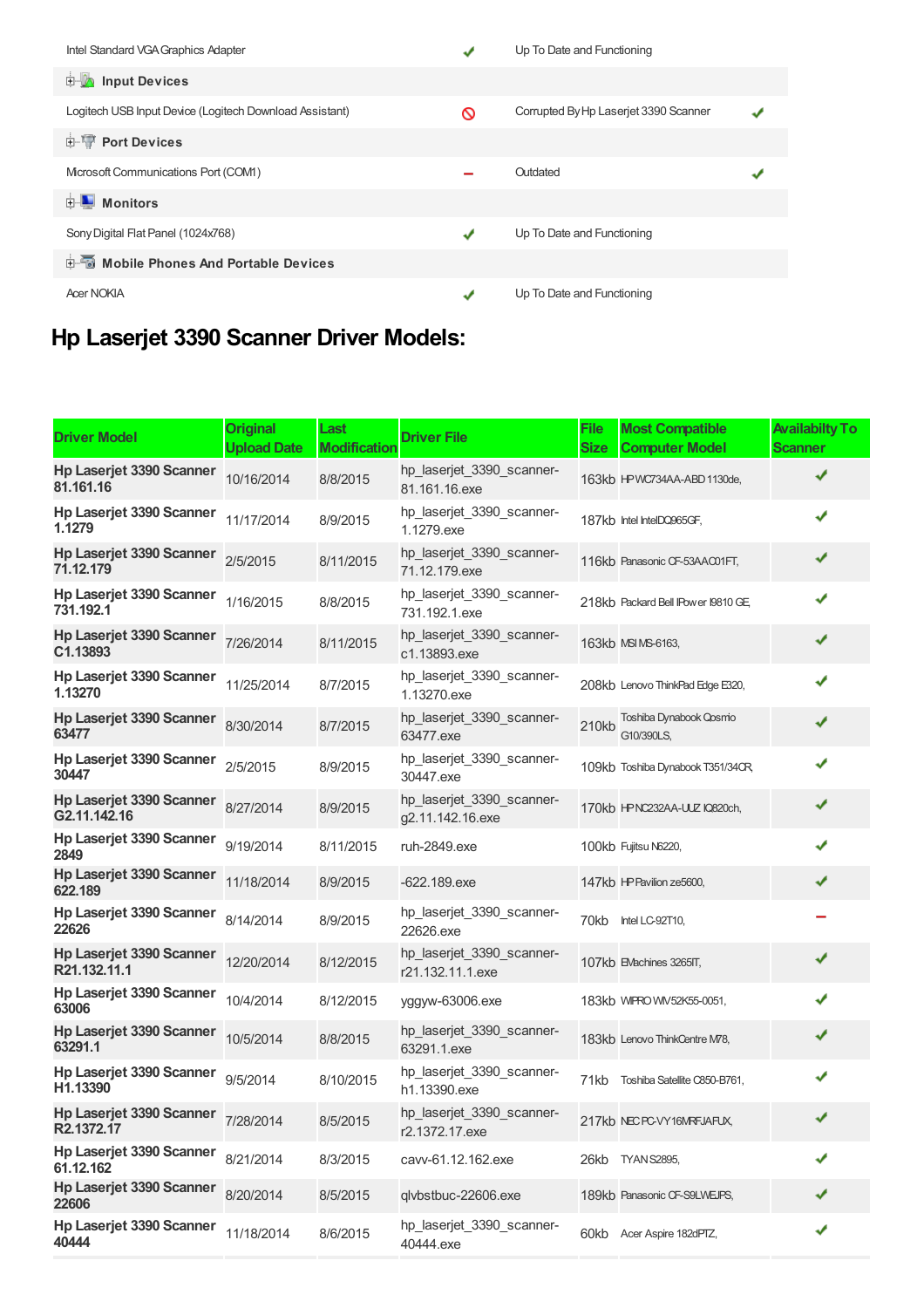| | | | |
|---|---|---|---|
| Intel Standard VGA Graphics Adapter | ✔ | Up To Date and Functioning | |
| **Input Devices** | | | |
| Logitech USB Input Device (Logitech Download Assistant) | 🚫 | Corrupted By Hp Laserjet 3390 Scanner | ✔ |
| **Port Devices** | | | |
| Microsoft Communications Port (COM1) | – | Outdated | ✔ |
| **Monitors** | | | |
| Sony Digital Flat Panel (1024x768) | ✔ | Up To Date and Functioning | |
| **Mobile Phones And Portable Devices** | | | |
| Acer NOKIA | ✔ | Up To Date and Functioning | |

# Hp Laserjet 3390 Scanner Driver Models:

| Driver Model | Original Upload Date | Last Modification | Driver File | File Size | Most Compatible Computer Model | Availabilty To Scanner |
|---|---|---|---|---|---|---|
| **Hp Laserjet 3390 Scanner 81.161.16** | 10/16/2014 | 8/8/2015 | hp_laserjet_3390_scanner-81.161.16.exe | 163kb | HP WC734AA-ABD 1130de, | ✔ |
| **Hp Laserjet 3390 Scanner 1.1279** | 11/17/2014 | 8/9/2015 | hp_laserjet_3390_scanner-1.1279.exe | 187kb | Intel IntelDQ965GF, | ✔ |
| **Hp Laserjet 3390 Scanner 71.12.179** | 2/5/2015 | 8/11/2015 | hp_laserjet_3390_scanner-71.12.179.exe | 116kb | Panasonic CF-53AAC01FT, | ✔ |
| **Hp Laserjet 3390 Scanner 731.192.1** | 1/16/2015 | 8/8/2015 | hp_laserjet_3390_scanner-731.192.1.exe | 218kb | Packard Bell IPower I9810 GE, | ✔ |
| **Hp Laserjet 3390 Scanner C1.13893** | 7/26/2014 | 8/11/2015 | hp_laserjet_3390_scanner-c1.13893.exe | 163kb | MSI MS-6163, | ✔ |
| **Hp Laserjet 3390 Scanner 1.13270** | 11/25/2014 | 8/7/2015 | hp_laserjet_3390_scanner-1.13270.exe | 208kb | Lenovo ThinkPad Edge E320, | ✔ |
| **Hp Laserjet 3390 Scanner 63477** | 8/30/2014 | 8/7/2015 | hp_laserjet_3390_scanner-63477.exe | 210kb | Toshiba Dynabook Qosmio G10/390LS, | ✔ |
| **Hp Laserjet 3390 Scanner 30447** | 2/5/2015 | 8/9/2015 | hp_laserjet_3390_scanner-30447.exe | 109kb | Toshiba Dynabook T351/34CR, | ✔ |
| **Hp Laserjet 3390 Scanner G2.11.142.16** | 8/27/2014 | 8/9/2015 | hp_laserjet_3390_scanner-g2.11.142.16.exe | 170kb | HP NC232AA-UUZ IQ820ch, | ✔ |
| **Hp Laserjet 3390 Scanner 2849** | 9/19/2014 | 8/11/2015 | ruh-2849.exe | 100kb | Fujitsu N6220, | ✔ |
| **Hp Laserjet 3390 Scanner 622.189** | 11/18/2014 | 8/9/2015 | -622.189.exe | 147kb | HP Pavilion ze5600, | ✔ |
| **Hp Laserjet 3390 Scanner 22626** | 8/14/2014 | 8/9/2015 | hp_laserjet_3390_scanner-22626.exe | 70kb | Intel LC-92T10, | – |
| **Hp Laserjet 3390 Scanner R21.132.11.1** | 12/20/2014 | 8/12/2015 | hp_laserjet_3390_scanner-r21.132.11.1.exe | 107kb | EMachines 3265IT, | ✔ |
| **Hp Laserjet 3390 Scanner 63006** | 10/4/2014 | 8/12/2015 | yggyw-63006.exe | 183kb | WIPRO WIV52K55-0051, | ✔ |
| **Hp Laserjet 3390 Scanner 63291.1** | 10/5/2014 | 8/8/2015 | hp_laserjet_3390_scanner-63291.1.exe | 183kb | Lenovo ThinkCentre M78, | ✔ |
| **Hp Laserjet 3390 Scanner H1.13390** | 9/5/2014 | 8/10/2015 | hp_laserjet_3390_scanner-h1.13390.exe | 71kb | Toshiba Satellite C850-B761, | ✔ |
| **Hp Laserjet 3390 Scanner R2.1372.17** | 7/28/2014 | 8/5/2015 | hp_laserjet_3390_scanner-r2.1372.17.exe | 217kb | NEC PC-VY16MRFJAFUX, | ✔ |
| **Hp Laserjet 3390 Scanner 61.12.162** | 8/21/2014 | 8/3/2015 | cavv-61.12.162.exe | 26kb | TYAN S2895, | ✔ |
| **Hp Laserjet 3390 Scanner 22606** | 8/20/2014 | 8/5/2015 | qlvbstbuc-22606.exe | 189kb | Panasonic CF-S9LWEJPS, | ✔ |
| **Hp Laserjet 3390 Scanner 40444** | 11/18/2014 | 8/6/2015 | hp_laserjet_3390_scanner-40444.exe | 60kb | Acer Aspire 182dPTZ, | ✔ |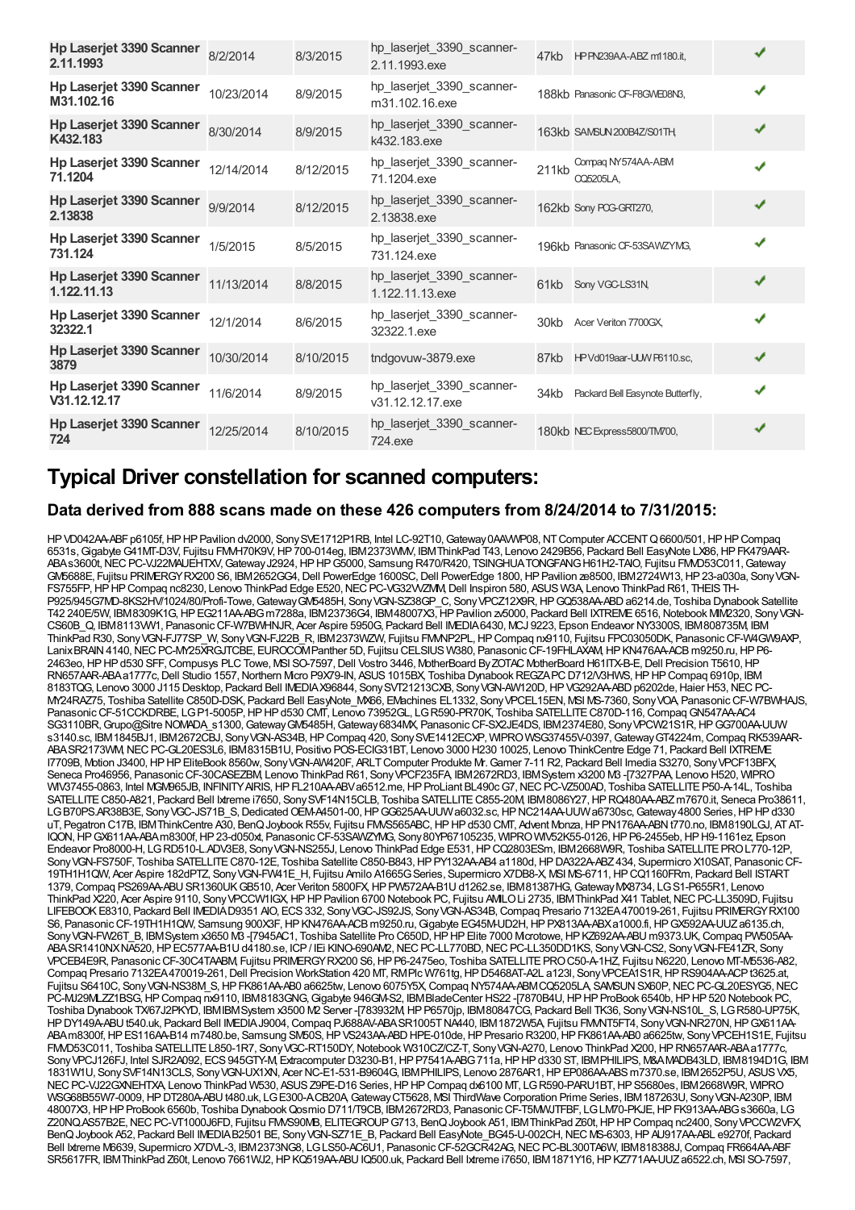| | | | | | | |
|---|---|---|---|---|---|---|
| **Hp Laserjet 3390 Scanner 2.11.1993** | 8/2/2014 | 8/3/2015 | hp_laserjet_3390_scanner-2.11.1993.exe | 47kb | HP PN239AA-ABZ m1180.it, | ✔ |
| **Hp Laserjet 3390 Scanner M31.102.16** | 10/23/2014 | 8/9/2015 | hp_laserjet_3390_scanner-m31.102.16.exe | 188kb | Panasonic CF-F8GWE08N3, | ✔ |
| **Hp Laserjet 3390 Scanner K432.183** | 8/30/2014 | 8/9/2015 | hp_laserjet_3390_scanner-k432.183.exe | 163kb | SAMSUN 200B4Z/S01TH, | ✔ |
| **Hp Laserjet 3390 Scanner 71.1204** | 12/14/2014 | 8/12/2015 | hp_laserjet_3390_scanner-71.1204.exe | 211kb | Compaq NY574AA-ABM CQ5205LA, | ✔ |
| **Hp Laserjet 3390 Scanner 2.13838** | 9/9/2014 | 8/12/2015 | hp_laserjet_3390_scanner-2.13838.exe | 162kb | Sony PCG-GRT270, | ✔ |
| **Hp Laserjet 3390 Scanner 731.124** | 1/5/2015 | 8/5/2015 | hp_laserjet_3390_scanner-731.124.exe | 196kb | Panasonic CF-53SAWZYMG, | ✔ |
| **Hp Laserjet 3390 Scanner 1.122.11.13** | 11/13/2014 | 8/8/2015 | hp_laserjet_3390_scanner-1.122.11.13.exe | 61kb | Sony VGC-LS31N, | ✔ |
| **Hp Laserjet 3390 Scanner 32322.1** | 12/1/2014 | 8/6/2015 | hp_laserjet_3390_scanner-32322.1.exe | 30kb | Acer Veriton 7700GX, | ✔ |
| **Hp Laserjet 3390 Scanner 3879** | 10/30/2014 | 8/10/2015 | tndgovuw-3879.exe | 87kb | HP Vd019aar-UUW P6110.sc, | ✔ |
| **Hp Laserjet 3390 Scanner V31.12.12.17** | 11/6/2014 | 8/9/2015 | hp_laserjet_3390_scanner-v31.12.12.17.exe | 34kb | Packard Bell Easynote Butterfly, | ✔ |
| **Hp Laserjet 3390 Scanner 724** | 12/25/2014 | 8/10/2015 | hp_laserjet_3390_scanner-724.exe | 180kb | NEC Express5800/TM700, | ✔ |

## Typical Driver constellation for scanned computers:

### Data derived from 888 scans made on these 426 computers from 8/24/2014 to 7/31/2015:

HP VD042AA-ABF p6105f, HP HP Pavilion dv2000, Sony SVE1712P1RB, Intel LC-92T10, Gateway 0AAWWP08, NT Computer ACCENT Q 6600/501, HP HP Compaq 6531s, Gigabyte G41MT-D3V, Fujitsu FMVH70K9V, HP 700-014eg, IBM 2373WMV, IBM ThinkPad T43, Lenovo 2429B56, Packard Bell EasyNote LX86, HP FK479AAR-ABA s3600t, NEC PC-VJ22MAUEHTXV, Gateway J2924, HP HP G5000, Samsung R470/R420, TSINGHUA TONGFANG H61H2-TAIO, Fujitsu FMVD53C011, Gateway GM5688E, Fujitsu PRIMERGY RX200 S6, IBM 2652GG4, Dell PowerEdge 1600SC, Dell PowerEdge 1800, HP Pavilion ze8500, IBM 2724W13, HP 23-a030a, Sony VGN-FS755FP, HP HP Compaq nc8230, Lenovo ThinkPad Edge E520, NEC PC-VG32VVZMM, Dell Inspiron 580, ASUS W3A, Lenovo ThinkPad R61, THEIS TH-P925/945G7MD-8KS2H/1024/80/Profi-Towe, Gateway GM5485H, Sony VGN-SZ38GP_C, Sony VPCZ12X9R, HP GQ538AA-ABD a6214.de, Toshiba Dynabook Satellite T42 240E/5W, IBM 8309K1G, HP EG211AA-ABG m7288a, IBM 23736G4, IBM 48007X3, HP Pavilion zv5000, Packard Bell IXTREME 6516, Notebook MIM2320, Sony VGN-CS60B_Q, IBM 8113WW1, Panasonic CF-W7BWHNJR, Acer Aspire 5950G, Packard Bell IMEDIA 6430, MCJ 9223, Epson Endeavor NY3300S, IBM 808735M, IBM ThinkPad R30, Sony VGN-FJ77SP_W, Sony VGN-FJ22B_R, IBM 2373WZW, Fujitsu FMVNP2PL, HP Compaq nx9110, Fujitsu FPC03050DK, Panasonic CF-W4GW9AXP, Lanix BRAIN 4140, NEC PC-MY25XRGJTCBE, EUROCOM Panther 5D, Fujitsu CELSIUS W380, Panasonic CF-19FHLAXAM, HP KN476AA-ACB m9250.ru, HP P6-2463eo, HP HP d530 SFF, Compusys PLC Towe, MSI SO-7597, Dell Vostro 3446, MotherBoard By ZOTAC MotherBoard H61ITX-B-E, Dell Precision T5610, HP RN657AAR-ABA a1777c, Dell Studio 1557, Northern Micro P9X79-IN, ASUS 1015BX, Toshiba Dynabook REGZA PC D712/V3HWS, HP HP Compaq 6910p, IBM 8183TQG, Lenovo 3000 J115 Desktop, Packard Bell IMEDIA X96844, Sony SVT21213CXB, Sony VGN-AW120D, HP VG292AA-ABD p6202de, Haier H53, NEC PC-MY24RAZ75, Toshiba Satellite C850D-DSK, Packard Bell EasyNote_MX66, EMachines EL1332, Sony VPCEL15EN, MSI MS-7360, Sony VOA, Panasonic CF-W7BWHAJS, Panasonic CF-51CCKDRBE, LG P1-5005P, HP HP d530 CMT, Lenovo 73952GL, LG R590-PR70K, Toshiba SATELLITE C870D-116, Compaq GN547AA-AC4 SG3110BR, Grupo@Sitre NOMADA_s1300, Gateway GM5485H, Gateway 6834MX, Panasonic CF-SX2JE4DS, IBM 2374E80, Sony VPCW21S1R, HP GG700AA-UUW s3140.sc, IBM 1845BJ1, IBM 2672CBJ, Sony VGN-AS34B, HP Compaq 420, Sony SVE1412ECXP, WIPRO WSG37455V-0397, Gateway GT4224m, Compaq RK539AAR-ABA SR2173WM, NEC PC-GL20ES3L6, IBM 8315B1U, Positivo POS-ECIG31BT, Lenovo 3000 H230 10025, Lenovo ThinkCentre Edge 71, Packard Bell IXTREME I7709B, Motion J3400, HP HP EliteBook 8560w, Sony VGN-AW420F, ARLT Computer Produkte Mr. Garner 7-11 R2, Packard Bell Imedia S3270, Sony VPCF13BFX, Seneca Pro46956, Panasonic CF-30CASEZBM, Lenovo ThinkPad R61, Sony VPCF235FX, IBM 2672RD3, IBM System x3200 M3 -[7327PAA, Lenovo H520, WIPRO WIV37455-0863, Intel MGM965JB, INFINITY AIRIS, HP FL210AA-ABV a6512.me, HP ProLiant BL490c G7, NEC PC-VZ500AD, Toshiba SATELLITE P50-A-14L, Toshiba SATELLITE C850-A821, Packard Bell Ixtreme i7650, Sony SVF14N15CLB, Toshiba SATELLITE C855-20M, IBM 8086Y27, HP RQ480AA-ABZ m7670.it, Seneca Pro38611, LG B70PS.AR38B3E, Sony VGC-JS71B_S, Dedicated OEM-A4501-00, HP GG625AA-UUW a6032.sc, HP NC214AA-UUW a6730sc, Gateway 4800 Series, HP HP d330 uT, Pegatron C17B, IBM ThinkCentre A30, BenQ Joybook R55v, Fujitsu FMVS565ABC, HP HP d530 CMT, Advent Monza, HP PN176AA-ABN t770.no, IBM 8190LGJ, AT AT-IQON, HP GX611AA-ABA m8300f, HP 23-d050xt, Panasonic CF-53SAWZYMG, Sony 80YP67105235, WIPRO WIV52K55-0126, HP P6-2455eb, HP H9-1161ez, Epson Endeavor Pro8000-H, LG RD510-L.ADV3E8, Sony VGN-NS255J, Lenovo ThinkPad Edge E531, HP CQ2803ESm, IBM 2668W9R, Toshiba SATELLITE PRO L770-12P, Sony VGN-FS750F, Toshiba SATELLITE C870-12E, Toshiba Satellite C850-B843, HP PY132AA-AB4 a1180d, HP DA322A-ABZ 434, Supermicro X10SAT, Panasonic CF-19TH1H1QW, Acer Aspire 182dPTZ, Sony VGN-FW41E_H, Fujitsu Amilo A1665G Series, Supermicro X7DB8-X, MSI MS-6711, HP CQ1160FRm, Packard Bell ISTART 1379, Compaq PS269AA-ABU SR1360UK GB510, Acer Veriton 5800FX, HP PW572AA-B1U d1262.se, IBM 81387HG, Gateway MX8734, LG S1-P655R1, Lenovo ThinkPad X220, Acer Aspire 9110, Sony VPCCW1IGX, HP HP Pavilion 6700 Notebook PC, Fujitsu AMILO Li 2735, IBM ThinkPad X41 Tablet, NEC PC-LL3509D, Fujitsu LIFEBOOK E8310, Packard Bell IMEDIA D9351 AIO, ECS 332, Sony VGC-JS92JS, Sony VGN-AS34B, Compaq Presario 7132EA 470019-261, Fujitsu PRIMERGY RX100 S6, Panasonic CF-19TH1H1QW, Samsung 900X3F, HP KN476AA-ACB m9250.ru, Gigabyte EG45M-UD2H, HP PX813AA-ABX a1000.fi, HP GX592AA-UUZ a6135.ch, Sony VGN-FW26T_B, IBM System x3650 M3 -[7945AC1, Toshiba Satellite Pro C650D, HP HP Elite 7000 Microtowe, HP KZ692AA-ABU m9373.UK, Compaq PW505AA-ABA SR1410NX NA520, HP EC577AA-B1U d4180.se, ICP / IEi KINO-690AM2, NEC PC-LL770BD, NEC PC-LL350DD1KS, Sony VGN-CS2, Sony VGN-FE41ZR, Sony VPCEB4E9R, Panasonic CF-30C4TAABM, Fujitsu PRIMERGY RX200 S6, HP P6-2475eo, Toshiba SATELLITE PRO C50-A-1HZ, Fujitsu N6220, Lenovo MT-M5536-A82, Compaq Presario 7132EA 470019-261, Dell Precision WorkStation 420 MT, RM Plc W761tg, HP D5468AT-A2L a123l, Sony VPCEA1S1R, HP RS904AA-ACP t3625.at, Fujitsu S6410C, Sony VGN-NS38M_S, HP FK861AA-AB0 a6625tw, Lenovo 6075Y5X, Compaq NY574AA-ABM CQ5205LA, SAMSUN SX60P, NEC PC-GL20ESYG5, NEC PC-MJ29MLZZ1BSG, HP Compaq nx9110, IBM 8183GNG, Gigabyte 946GM-S2, IBM BladeCenter HS22 -[7870B4U, HP HP ProBook 6540b, HP HP 520 Notebook PC, Toshiba Dynabook TX/67J2PKYD, IBM IBM System x3500 M2 Server -[783932M, HP P6570jp, IBM 80847CG, Packard Bell TK36, Sony VGN-NS10L_S, LG R580-UP75K, HP DY149A-ABU t540.uk, Packard Bell IMEDIA J9004, Compaq PJ688AV-ABA SR1005T NA440, IBM 1872W5A, Fujitsu FMVNT5FT4, Sony VGN-NR270N, HP GX611AA-ABA m8300f, HP ES116AA-B14 m7480.be, Samsung SM50S, HP VS243AA-ABD HPE-010de, HP Presario R3200, HP FK861AA-AB0 a6625tw, Sony VPCEH1S1E, Fujitsu FMVD53C011, Toshiba SATELLITE L850-1R7, Sony VGC-RT150DY, Notebook W310CZ/CZ-T, Sony VGN-A270, Lenovo ThinkPad X200, HP RN657AAR-ABA a1777c, Sony VPCJ126FJ, Intel SJR2A092, ECS 945GTY-M, Extracomputer D3230-B1, HP P7541A-ABG 711a, HP HP d330 ST, IBM PHILIPS, M&A MADB43LD, IBM 8194D1G, IBM 1831W1U, Sony SVF14N13CLS, Sony VGN-UX1XN, Acer NC-E1-531-B9604G, IBM PHILIPS, Lenovo 2876AR1, HP EP086AA-ABS m7370.se, IBM 2652P5U, ASUS VX5, NEC PC-VJ22GXNEHTXA, Lenovo ThinkPad W530, ASUS Z9PE-D16 Series, HP HP Compaq dx6100 MT, LG R590-PARU1BT, HP S5680es, IBM 2668W9R, WIPRO WSG68B55W7-0009, HP DT280A-ABU t480.uk, LG E300-A.CB20A, Gateway CT5628, MSI ThirdWave Corporation Prime Series, IBM 187263U, Sony VGN-A230P, IBM 48007X3, HP HP ProBook 6560b, Toshiba Dynabook Qosmio D711/T9CB, IBM 2672RD3, Panasonic CF-T5MWJTFBF, LG LM70-PKJE, HP FK913AA-ABG s3660a, LG Z20NQ.AS57B2E, NEC PC-VT1000J6FD, Fujitsu FMVS90MB, ELITEGROUP G713, BenQ Joybook A51, IBM ThinkPad Z60t, HP HP Compaq nc2400, Sony VPCCW2VFX, BenQ Joybook A52, Packard Bell IMEDIA B2501 BE, Sony VGN-SZ71E_B, Packard Bell EasyNote_BG45-U-002CH, NEC MS-6303, HP AU917AA-ABL e9270f, Packard Bell Ixtreme M6639, Supermicro X7DVL-3, IBM 2373NG8, LG LS50-AC6U1, Panasonic CF-52GCR42AG, NEC PC-BL300TA6W, IBM 818388J, Compaq FR664AA-ABF SR5617FR, IBM ThinkPad Z60t, Lenovo 7661WJ2, HP KQ519AA-ABU IQ500.uk, Packard Bell Ixtreme i7650, IBM 1871Y16, HP KZ771AA-UUZ a6522.ch, MSI SO-7597,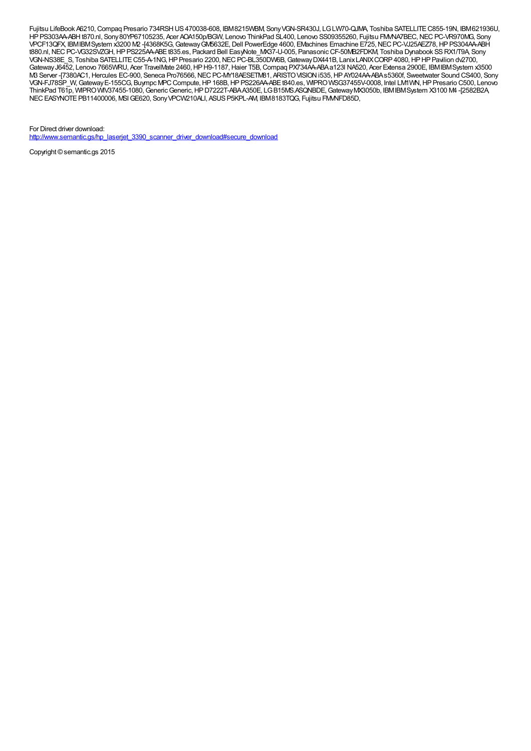Fujitsu LifeBook A6210, Compaq Presario 734RSH US 470038-608, IBM 8215WBM, Sony VGN-SR430J, LG LW70-QJMA, Toshiba SATELLITE C855-19N, IBM 621936U, HP PS303AA-ABH t870.nl, Sony 80YP67105235, Acer AOA150p/BGW, Lenovo ThinkPad SL400, Lenovo SS09355260, Fujitsu FMVNA7BEC, NEC PC-VR970MG, Sony VPCF13QFX, IBM IBM System x3200 M2 -[4368K5G, Gateway GM5632E, Dell PowerEdge 4600, EMachines Emachine E725, NEC PC-VJ25AEZ78, HP PS304AA-ABH t880.nl, NEC PC-VG32SVZGH, HP PS225AA-ABE t835.es, Packard Bell EasyNote_MX37-U-005, Panasonic CF-50MB2FDKM, Toshiba Dynabook SS RX1/T9A, Sony VGN-NS38E_S, Toshiba SATELLITE C55-A-1NG, HP Presario 2200, NEC PC-BL350DW6B, Gateway DX441B, Lanix LANIX CORP 4080, HP HP Pavilion dv2700, Gateway J6452, Lenovo 7665WRU, Acer TravelMate 2460, HP H9-1187, Haier T5B, Compaq PX734AA-ABA a123l NA520, Acer Extensa 2900E, IBM IBM System x3500 M3 Server -[7380AC1, Hercules EC-900, Seneca Pro76566, NEC PC-MY18AESETM81, ARISTO VISION i535, HP AY024AA-ABA s5360f, Sweetwater Sound CS400, Sony VGN-FJ78SP_W, Gateway E-155CG, Buympc MPC Compute, HP 168B, HP PS226AA-ABE t840.es, WIPRO WSG37455V-0008, Intel LM1WN, HP Presario C500, Lenovo ThinkPad T61p, WIPRO WIV37455-1080, Generic Generic, HP D7222T-ABA A350E, LG B15MS.ASQNBDE, Gateway MX3050b, IBM IBM System X3100 M4 -[2582B2A, NEC EASYNOTE PB11400006, MSI GE620, Sony VPCW210ALI, ASUS P5KPL-AM, IBM 8183TQG, Fujitsu FMVNFD85D,

For Direct driver download:
http://www.semantic.gs/hp_laserjet_3390_scanner_driver_download#secure_download

Copyright © semantic.gs 2015